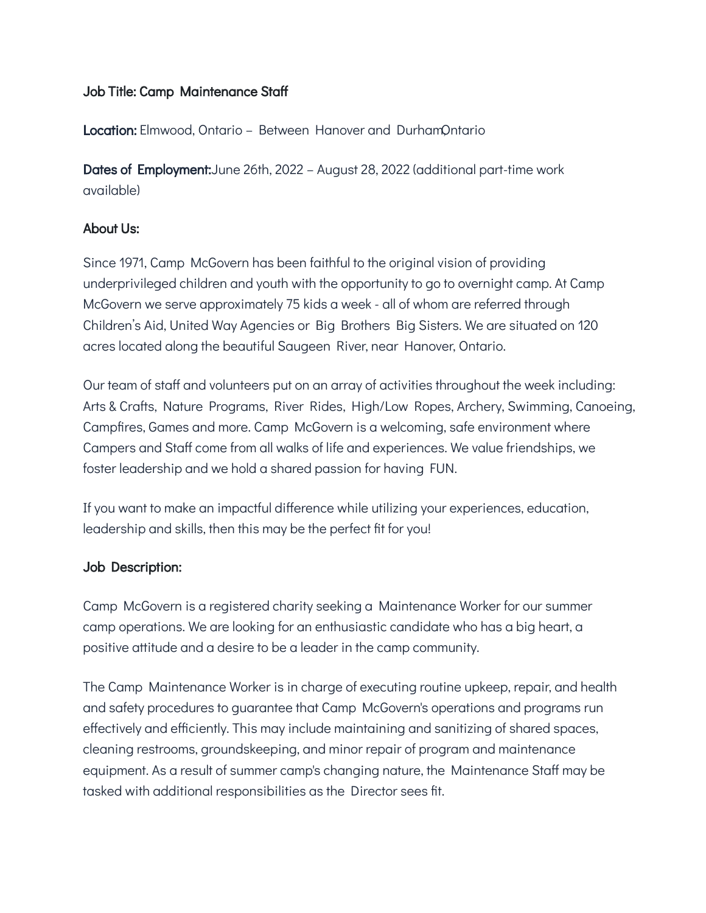**Job Title: Camp Maintenance Staff**

**Location:** Elmwood, Ontario – Between Hanover and Durham, Ontario

**Dates of Employment:** June 26th, 2022 – August 28, 2022 (additional part-time work available)

**About Us:**

Since 1971, Camp McGovern has been faithful to the original vision of providing underprivileged children and youth with the opportunity to go to overnight camp. At Camp McGovern we serve approximately 75 kids a week - all of whom are referred through Children's Aid, United Way Agencies or Big Brothers Big Sisters. We are situated on 120 acres located along the beautiful Saugeen River, near Hanover, Ontario.

Our team of staff and volunteers put on an array of activities throughout the week including: Arts & Crafts, Nature Programs, River Rides, High/Low Ropes, Archery, Swimming, Canoeing, Campfires, Games and more. Camp McGovern is a welcoming, safe environment where Campers and Staff come from all walks of life and experiences. We value friendships, we foster leadership and we hold a shared passion for having FUN.

If you want to make an impactful difference while utilizing your experiences, education, leadership and skills, then this may be the perfect fit for you!

**Job Description:**

Camp McGovern is a registered charity seeking a Maintenance Worker for our summer camp operations. We are looking for an enthusiastic candidate who has a big heart, a positive attitude and a desire to be a leader in the camp community.

The Camp Maintenance Worker is in charge of executing routine upkeep, repair, and health and safety procedures to guarantee that Camp McGovern's operations and programs run effectively and efficiently. This may include maintaining and sanitizing of shared spaces, cleaning restrooms, groundskeeping, and minor repair of program and maintenance equipment. As a result of summer camp's changing nature, the Maintenance Staff may be tasked with additional responsibilities as the Director sees fit.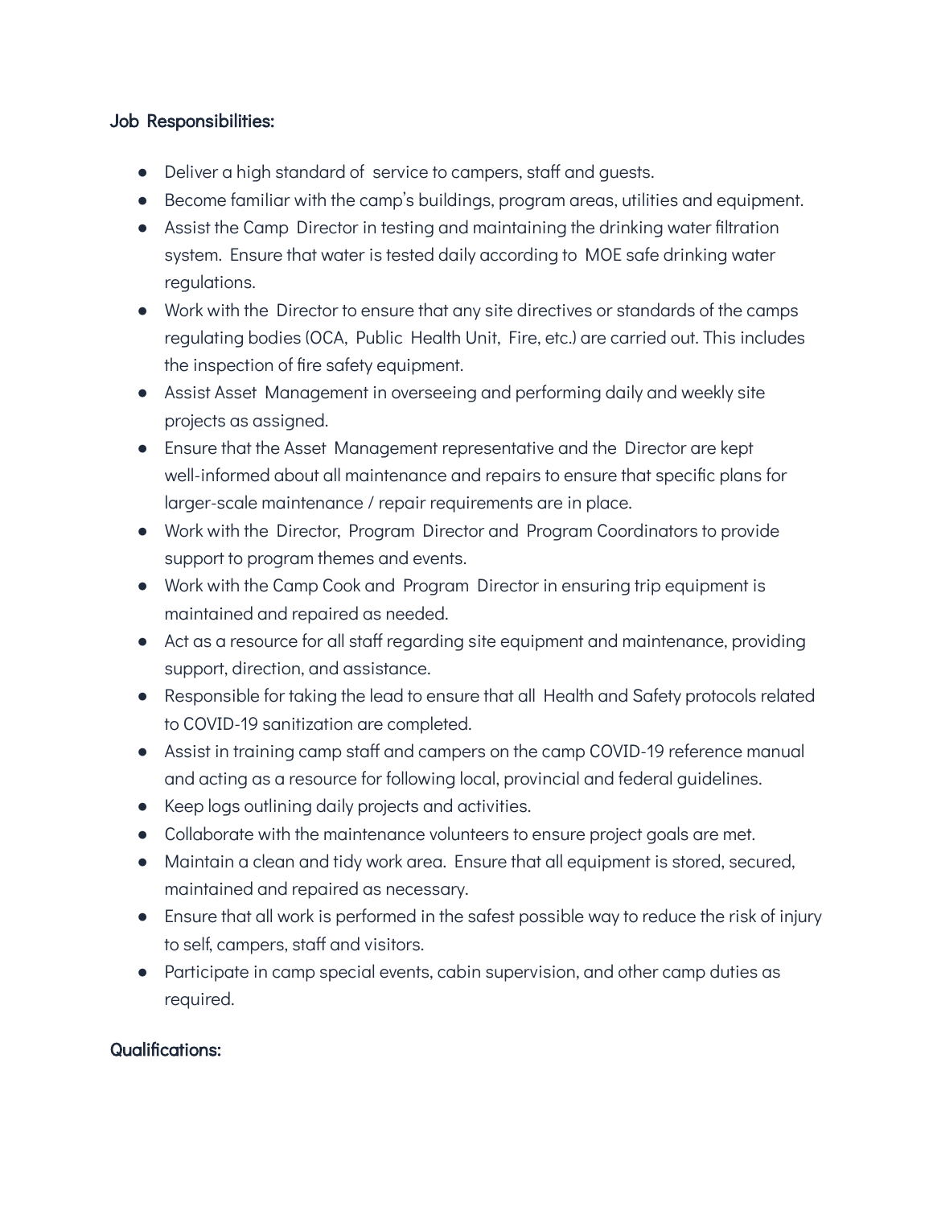**Job Responsibilities:**

- Deliver a high standard of service to campers, staff and guests.
- Become familiar with the camp's buildings, program areas, utilities and equipment.
- Assist the Camp Director in testing and maintaining the drinking water filtration system. Ensure that water is tested daily according to MOE safe drinking water regulations.
- Work with the Director to ensure that any site directives or standards of the camps regulating bodies (OCA, Public Health Unit, Fire, etc.) are carried out. This includes the inspection of fire safety equipment.
- Assist Asset Management in overseeing and performing daily and weekly site projects as assigned.
- Ensure that the Asset Management representative and the Director are kept well-informed about all maintenance and repairs to ensure that specific plans for larger-scale maintenance / repair requirements are in place.
- Work with the Director, Program Director and Program Coordinators to provide support to program themes and events.
- Work with the Camp Cook and Program Director in ensuring trip equipment is maintained and repaired as needed.
- Act as a resource for all staff regarding site equipment and maintenance, providing support, direction, and assistance.
- Responsible for taking the lead to ensure that all Health and Safety protocols related to COVID-19 sanitization are completed.
- Assist in training camp staff and campers on the camp COVID-19 reference manual and acting as a resource for following local, provincial and federal guidelines.
- Keep logs outlining daily projects and activities.
- Collaborate with the maintenance volunteers to ensure project goals are met.
- Maintain a clean and tidy work area. Ensure that all equipment is stored, secured, maintained and repaired as necessary.
- Ensure that all work is performed in the safest possible way to reduce the risk of injury to self, campers, staff and visitors.
- Participate in camp special events, cabin supervision, and other camp duties as required.

**Qualifications:**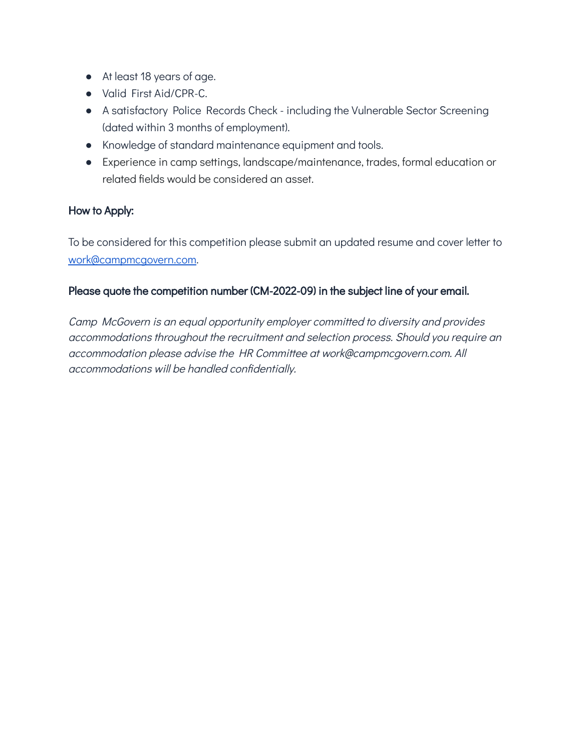- At least 18 years of age.
- Valid First Aid/CPR-C.
- A satisfactory Police Records Check - including the Vulnerable Sector Screening (dated within 3 months of employment).
- Knowledge of standard maintenance equipment and tools.
- Experience in camp settings, landscape/maintenance, trades, formal education or related fields would be considered an asset.

### How to Apply:

To be considered for this competition please submit an updated resume and cover letter to work@campmcgovern.com.

**Please quote the competition number (CM-2022-09) in the subject line of your email.**

*Camp McGovern is an equal opportunity employer committed to diversity and provides accommodations throughout the recruitment and selection process. Should you require an accommodation please advise the HR Committee at work@campmcgovern.com. All accommodations will be handled confidentially.*